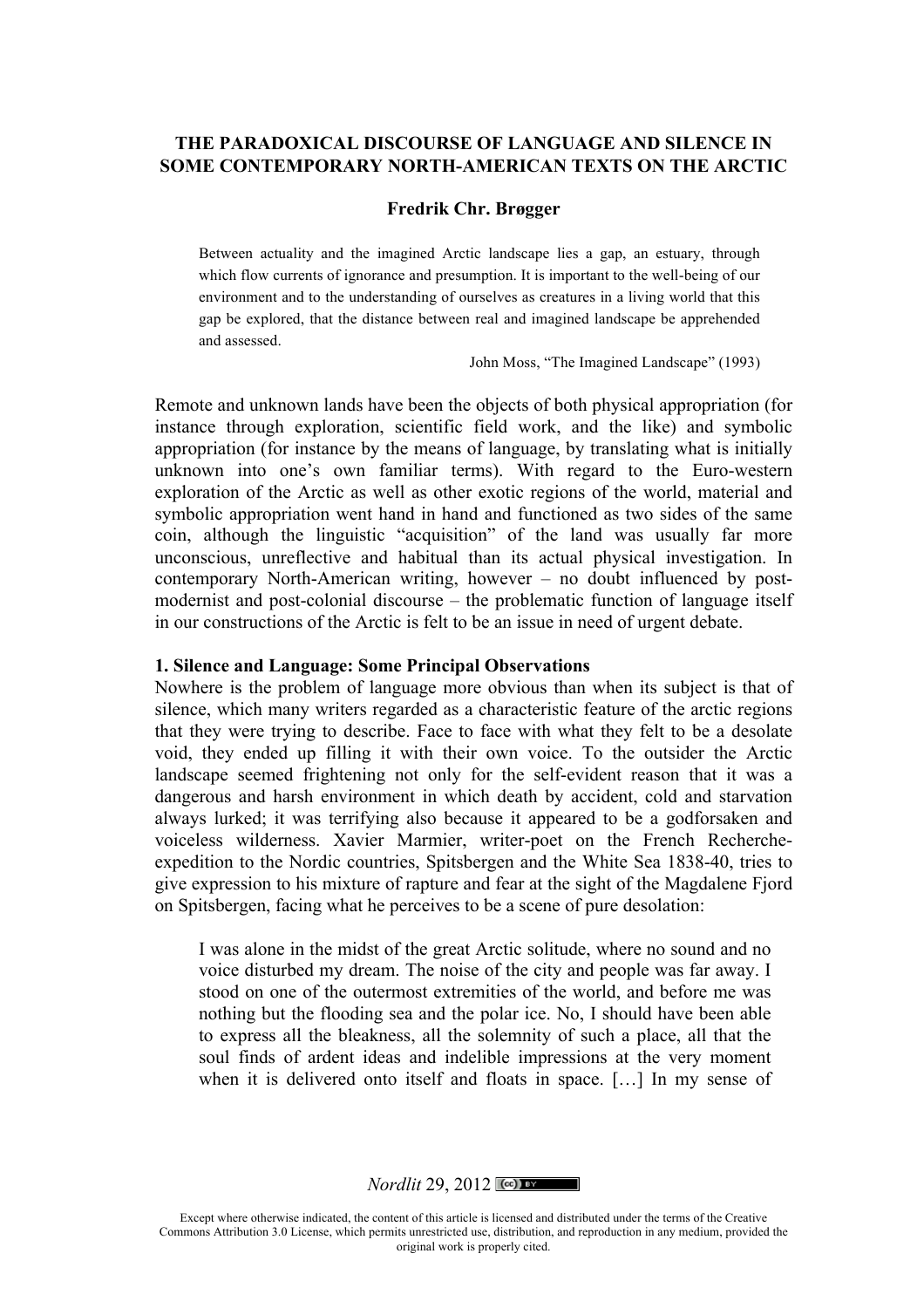# THE PARADOXICAL DISCOURSE OF LANGUAGE AND SILENCE IN SOME CONTEMPORARY NORTH-AMERICAN TEXTS ON THE ARCTIC

**Fredrik Chr. Brøgger**

> Between actuality and the imagined Arctic landscape lies a gap, an estuary, through which flow currents of ignorance and presumption. It is important to the well-being of our environment and to the understanding of ourselves as creatures in a living world that this gap be explored, that the distance between real and imagined landscape be apprehended and assessed.
>
> John Moss, "The Imagined Landscape" (1993)

Remote and unknown lands have been the objects of both physical appropriation (for instance through exploration, scientific field work, and the like) and symbolic appropriation (for instance by the means of language, by translating what is initially unknown into one's own familiar terms). With regard to the Euro-western exploration of the Arctic as well as other exotic regions of the world, material and symbolic appropriation went hand in hand and functioned as two sides of the same coin, although the linguistic "acquisition" of the land was usually far more unconscious, unreflective and habitual than its actual physical investigation. In contemporary North-American writing, however – no doubt influenced by post-modernist and post-colonial discourse – the problematic function of language itself in our constructions of the Arctic is felt to be an issue in need of urgent debate.

## 1. Silence and Language: Some Principal Observations

Nowhere is the problem of language more obvious than when its subject is that of silence, which many writers regarded as a characteristic feature of the arctic regions that they were trying to describe. Face to face with what they felt to be a desolate void, they ended up filling it with their own voice. To the outsider the Arctic landscape seemed frightening not only for the self-evident reason that it was a dangerous and harsh environment in which death by accident, cold and starvation always lurked; it was terrifying also because it appeared to be a godforsaken and voiceless wilderness. Xavier Marmier, writer-poet on the French Recherche-expedition to the Nordic countries, Spitsbergen and the White Sea 1838-40, tries to give expression to his mixture of rapture and fear at the sight of the Magdalene Fjord on Spitsbergen, facing what he perceives to be a scene of pure desolation:

> I was alone in the midst of the great Arctic solitude, where no sound and no voice disturbed my dream. The noise of the city and people was far away. I stood on one of the outermost extremities of the world, and before me was nothing but the flooding sea and the polar ice. No, I should have been able to express all the bleakness, all the solemnity of such a place, all that the soul finds of ardent ideas and indelible impressions at the very moment when it is delivered onto itself and floats in space. […] In my sense of

Except where otherwise indicated, the content of this article is licensed and distributed under the terms of the Creative Commons Attribution 3.0 License, which permits unrestricted use, distribution, and reproduction in any medium, provided the original work is properly cited.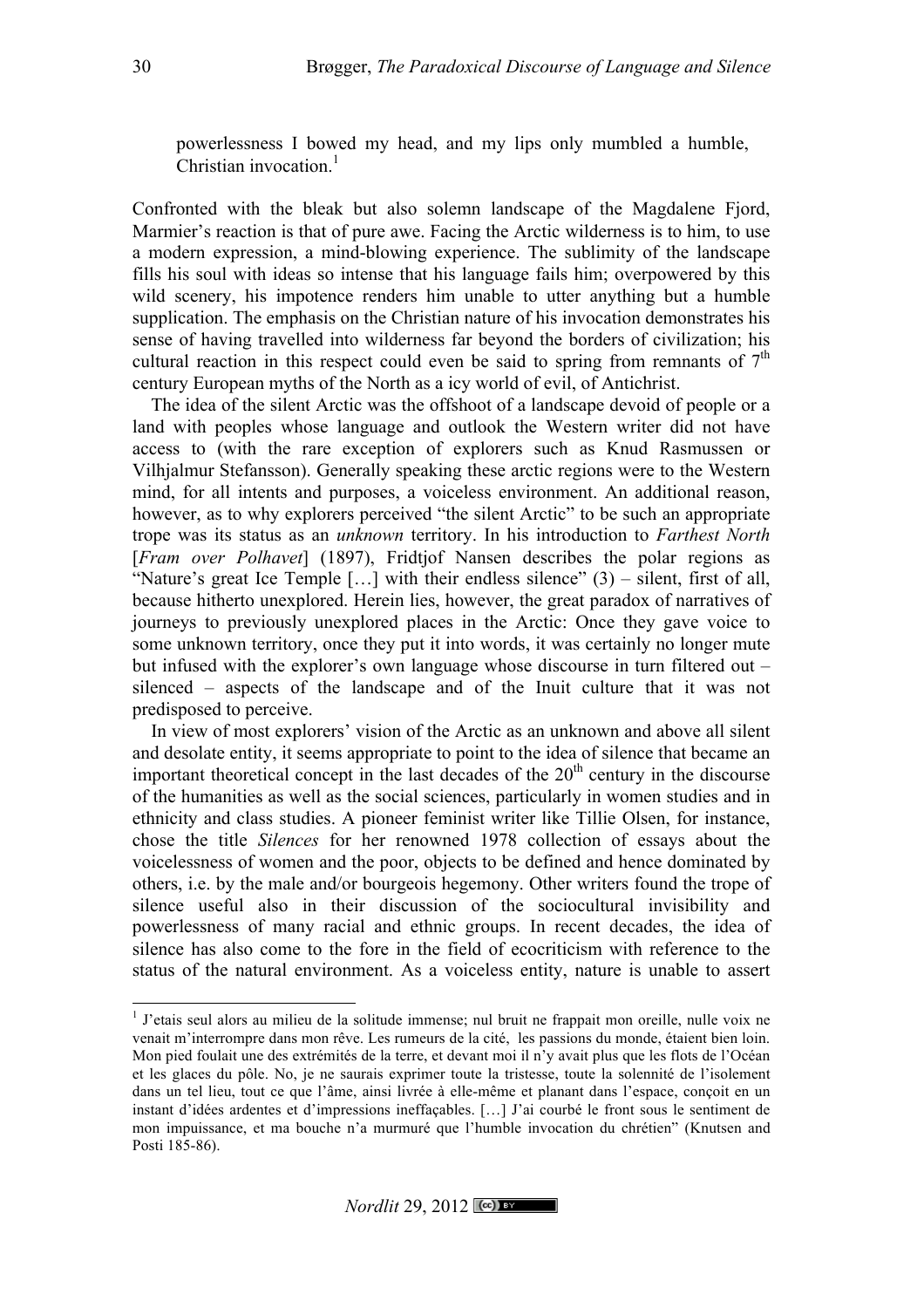> powerlessness I bowed my head, and my lips only mumbled a humble, Christian invocation.[1]

Confronted with the bleak but also solemn landscape of the Magdalene Fjord, Marmier's reaction is that of pure awe. Facing the Arctic wilderness is to him, to use a modern expression, a mind-blowing experience. The sublimity of the landscape fills his soul with ideas so intense that his language fails him; overpowered by this wild scenery, his impotence renders him unable to utter anything but a humble supplication. The emphasis on the Christian nature of his invocation demonstrates his sense of having travelled into wilderness far beyond the borders of civilization; his cultural reaction in this respect could even be said to spring from remnants of 7[th] century European myths of the North as a icy world of evil, of Antichrist.

The idea of the silent Arctic was the offshoot of a landscape devoid of people or a land with peoples whose language and outlook the Western writer did not have access to (with the rare exception of explorers such as Knud Rasmussen or Vilhjalmur Stefansson). Generally speaking these arctic regions were to the Western mind, for all intents and purposes, a voiceless environment. An additional reason, however, as to why explorers perceived "the silent Arctic" to be such an appropriate trope was its status as an *unknown* territory. In his introduction to *Farthest North* [*Fram over Polhavet*] (1897), Fridtjof Nansen describes the polar regions as "Nature's great Ice Temple […] with their endless silence" (3) – silent, first of all, because hitherto unexplored. Herein lies, however, the great paradox of narratives of journeys to previously unexplored places in the Arctic: Once they gave voice to some unknown territory, once they put it into words, it was certainly no longer mute but infused with the explorer's own language whose discourse in turn filtered out – silenced – aspects of the landscape and of the Inuit culture that it was not predisposed to perceive.

In view of most explorers' vision of the Arctic as an unknown and above all silent and desolate entity, it seems appropriate to point to the idea of silence that became an important theoretical concept in the last decades of the 20[th] century in the discourse of the humanities as well as the social sciences, particularly in women studies and in ethnicity and class studies. A pioneer feminist writer like Tillie Olsen, for instance, chose the title *Silences* for her renowned 1978 collection of essays about the voicelessness of women and the poor, objects to be defined and hence dominated by others, i.e. by the male and/or bourgeois hegemony. Other writers found the trope of silence useful also in their discussion of the sociocultural invisibility and powerlessness of many racial and ethnic groups. In recent decades, the idea of silence has also come to the fore in the field of ecocriticism with reference to the status of the natural environment. As a voiceless entity, nature is unable to assert

---

[1] J'etais seul alors au milieu de la solitude immense; nul bruit ne frappait mon oreille, nulle voix ne venait m'interrompre dans mon rêve. Les rumeurs de la cité, les passions du monde, étaient bien loin. Mon pied foulait une des extrémités de la terre, et devant moi il n'y avait plus que les flots de l'Océan et les glaces du pôle. No, je ne saurais exprimer toute la tristesse, toute la solennité de l'isolement dans un tel lieu, tout ce que l'âme, ainsi livrée à elle-même et planant dans l'espace, conçoit en un instant d'idées ardentes et d'impressions ineffaçables. […] J'ai courbé le front sous le sentiment de mon impuissance, et ma bouche n'a murmuré que l'humble invocation du chrétien" (Knutsen and Posti 185-86).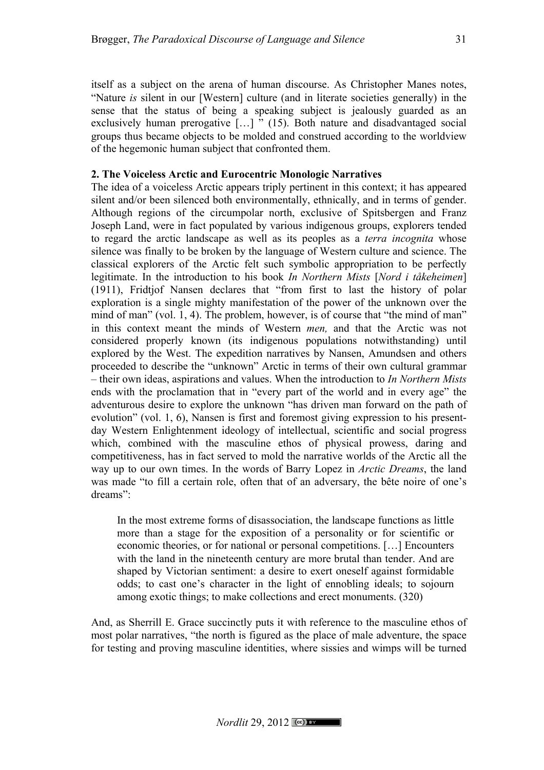itself as a subject on the arena of human discourse. As Christopher Manes notes, "Nature *is* silent in our [Western] culture (and in literate societies generally) in the sense that the status of being a speaking subject is jealously guarded as an exclusively human prerogative […] " (15). Both nature and disadvantaged social groups thus became objects to be molded and construed according to the worldview of the hegemonic human subject that confronted them.

## 2. The Voiceless Arctic and Eurocentric Monologic Narratives

The idea of a voiceless Arctic appears triply pertinent in this context; it has appeared silent and/or been silenced both environmentally, ethnically, and in terms of gender. Although regions of the circumpolar north, exclusive of Spitsbergen and Franz Joseph Land, were in fact populated by various indigenous groups, explorers tended to regard the arctic landscape as well as its peoples as a *terra incognita* whose silence was finally to be broken by the language of Western culture and science. The classical explorers of the Arctic felt such symbolic appropriation to be perfectly legitimate. In the introduction to his book *In Northern Mists* [*Nord i tåkeheimen*] (1911), Fridtjof Nansen declares that "from first to last the history of polar exploration is a single mighty manifestation of the power of the unknown over the mind of man" (vol. 1, 4). The problem, however, is of course that "the mind of man" in this context meant the minds of Western *men,* and that the Arctic was not considered properly known (its indigenous populations notwithstanding) until explored by the West. The expedition narratives by Nansen, Amundsen and others proceeded to describe the "unknown" Arctic in terms of their own cultural grammar – their own ideas, aspirations and values. When the introduction to *In Northern Mists* ends with the proclamation that in "every part of the world and in every age" the adventurous desire to explore the unknown "has driven man forward on the path of evolution" (vol. 1, 6), Nansen is first and foremost giving expression to his present-day Western Enlightenment ideology of intellectual, scientific and social progress which, combined with the masculine ethos of physical prowess, daring and competitiveness, has in fact served to mold the narrative worlds of the Arctic all the way up to our own times. In the words of Barry Lopez in *Arctic Dreams*, the land was made "to fill a certain role, often that of an adversary, the bête noire of one's dreams":

> In the most extreme forms of disassociation, the landscape functions as little more than a stage for the exposition of a personality or for scientific or economic theories, or for national or personal competitions. […] Encounters with the land in the nineteenth century are more brutal than tender. And are shaped by Victorian sentiment: a desire to exert oneself against formidable odds; to cast one's character in the light of ennobling ideals; to sojourn among exotic things; to make collections and erect monuments. (320)

And, as Sherrill E. Grace succinctly puts it with reference to the masculine ethos of most polar narratives, "the north is figured as the place of male adventure, the space for testing and proving masculine identities, where sissies and wimps will be turned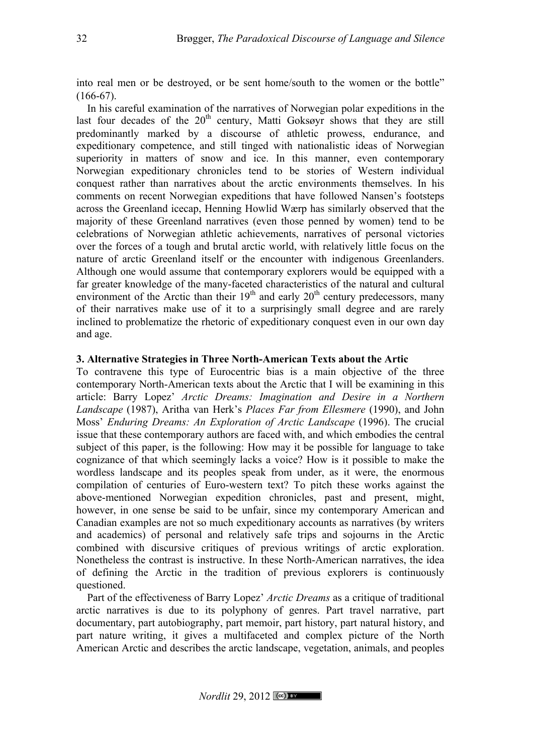into real men or be destroyed, or be sent home/south to the women or the bottle" (166-67).

In his careful examination of the narratives of Norwegian polar expeditions in the last four decades of the 20th century, Matti Goksøyr shows that they are still predominantly marked by a discourse of athletic prowess, endurance, and expeditionary competence, and still tinged with nationalistic ideas of Norwegian superiority in matters of snow and ice. In this manner, even contemporary Norwegian expeditionary chronicles tend to be stories of Western individual conquest rather than narratives about the arctic environments themselves. In his comments on recent Norwegian expeditions that have followed Nansen's footsteps across the Greenland icecap, Henning Howlid Wærp has similarly observed that the majority of these Greenland narratives (even those penned by women) tend to be celebrations of Norwegian athletic achievements, narratives of personal victories over the forces of a tough and brutal arctic world, with relatively little focus on the nature of arctic Greenland itself or the encounter with indigenous Greenlanders. Although one would assume that contemporary explorers would be equipped with a far greater knowledge of the many-faceted characteristics of the natural and cultural environment of the Arctic than their 19th and early 20th century predecessors, many of their narratives make use of it to a surprisingly small degree and are rarely inclined to problematize the rhetoric of expeditionary conquest even in our own day and age.

### 3. Alternative Strategies in Three North-American Texts about the Artic

To contravene this type of Eurocentric bias is a main objective of the three contemporary North-American texts about the Arctic that I will be examining in this article: Barry Lopez' *Arctic Dreams: Imagination and Desire in a Northern Landscape* (1987), Aritha van Herk's *Places Far from Ellesmere* (1990), and John Moss' *Enduring Dreams: An Exploration of Arctic Landscape* (1996). The crucial issue that these contemporary authors are faced with, and which embodies the central subject of this paper, is the following: How may it be possible for language to take cognizance of that which seemingly lacks a voice? How is it possible to make the wordless landscape and its peoples speak from under, as it were, the enormous compilation of centuries of Euro-western text? To pitch these works against the above-mentioned Norwegian expedition chronicles, past and present, might, however, in one sense be said to be unfair, since my contemporary American and Canadian examples are not so much expeditionary accounts as narratives (by writers and academics) of personal and relatively safe trips and sojourns in the Arctic combined with discursive critiques of previous writings of arctic exploration. Nonetheless the contrast is instructive. In these North-American narratives, the idea of defining the Arctic in the tradition of previous explorers is continuously questioned.

Part of the effectiveness of Barry Lopez' *Arctic Dreams* as a critique of traditional arctic narratives is due to its polyphony of genres. Part travel narrative, part documentary, part autobiography, part memoir, part history, part natural history, and part nature writing, it gives a multifaceted and complex picture of the North American Arctic and describes the arctic landscape, vegetation, animals, and peoples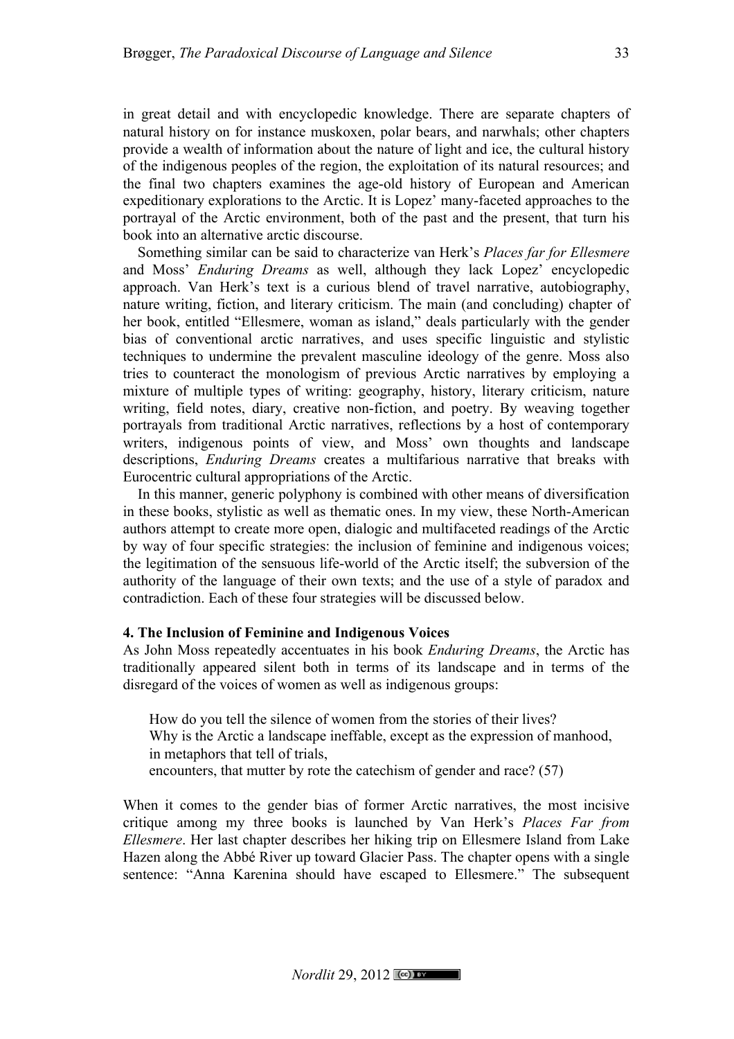in great detail and with encyclopedic knowledge. There are separate chapters of natural history on for instance muskoxen, polar bears, and narwhals; other chapters provide a wealth of information about the nature of light and ice, the cultural history of the indigenous peoples of the region, the exploitation of its natural resources; and the final two chapters examines the age-old history of European and American expeditionary explorations to the Arctic. It is Lopez' many-faceted approaches to the portrayal of the Arctic environment, both of the past and the present, that turn his book into an alternative arctic discourse.

Something similar can be said to characterize van Herk's *Places far for Ellesmere* and Moss' *Enduring Dreams* as well, although they lack Lopez' encyclopedic approach. Van Herk's text is a curious blend of travel narrative, autobiography, nature writing, fiction, and literary criticism. The main (and concluding) chapter of her book, entitled "Ellesmere, woman as island," deals particularly with the gender bias of conventional arctic narratives, and uses specific linguistic and stylistic techniques to undermine the prevalent masculine ideology of the genre. Moss also tries to counteract the monologism of previous Arctic narratives by employing a mixture of multiple types of writing: geography, history, literary criticism, nature writing, field notes, diary, creative non-fiction, and poetry. By weaving together portrayals from traditional Arctic narratives, reflections by a host of contemporary writers, indigenous points of view, and Moss' own thoughts and landscape descriptions, *Enduring Dreams* creates a multifarious narrative that breaks with Eurocentric cultural appropriations of the Arctic.

In this manner, generic polyphony is combined with other means of diversification in these books, stylistic as well as thematic ones. In my view, these North-American authors attempt to create more open, dialogic and multifaceted readings of the Arctic by way of four specific strategies: the inclusion of feminine and indigenous voices; the legitimation of the sensuous life-world of the Arctic itself; the subversion of the authority of the language of their own texts; and the use of a style of paradox and contradiction. Each of these four strategies will be discussed below.

### 4. The Inclusion of Feminine and Indigenous Voices

As John Moss repeatedly accentuates in his book *Enduring Dreams*, the Arctic has traditionally appeared silent both in terms of its landscape and in terms of the disregard of the voices of women as well as indigenous groups:

> How do you tell the silence of women from the stories of their lives?
> Why is the Arctic a landscape ineffable, except as the expression of manhood,
> in metaphors that tell of trials,
> encounters, that mutter by rote the catechism of gender and race? (57)

When it comes to the gender bias of former Arctic narratives, the most incisive critique among my three books is launched by Van Herk's *Places Far from Ellesmere*. Her last chapter describes her hiking trip on Ellesmere Island from Lake Hazen along the Abbé River up toward Glacier Pass. The chapter opens with a single sentence: "Anna Karenina should have escaped to Ellesmere." The subsequent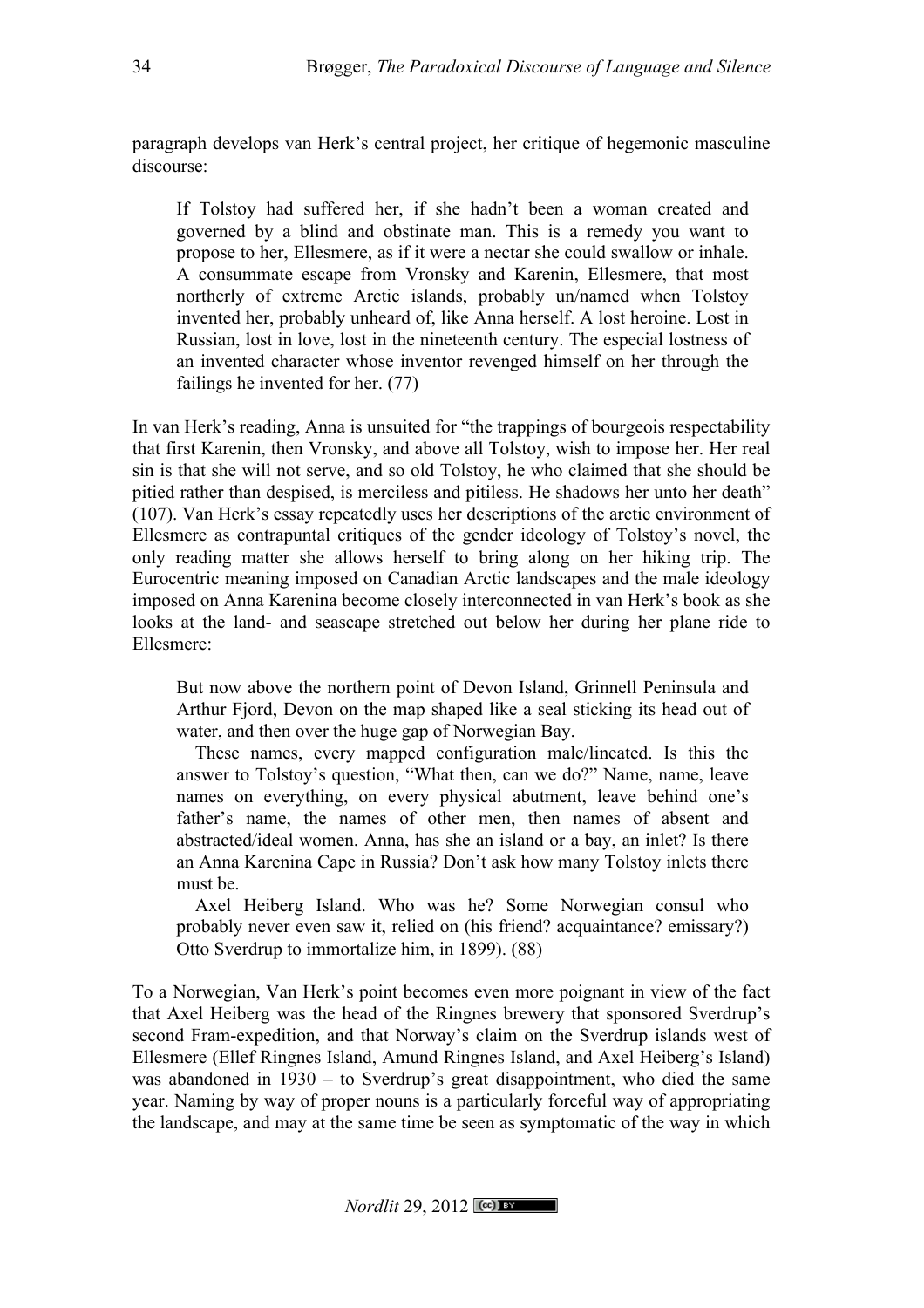paragraph develops van Herk's central project, her critique of hegemonic masculine discourse:

> If Tolstoy had suffered her, if she hadn't been a woman created and governed by a blind and obstinate man. This is a remedy you want to propose to her, Ellesmere, as if it were a nectar she could swallow or inhale. A consummate escape from Vronsky and Karenin, Ellesmere, that most northerly of extreme Arctic islands, probably un/named when Tolstoy invented her, probably unheard of, like Anna herself. A lost heroine. Lost in Russian, lost in love, lost in the nineteenth century. The especial lostness of an invented character whose inventor revenged himself on her through the failings he invented for her. (77)

In van Herk's reading, Anna is unsuited for "the trappings of bourgeois respectability that first Karenin, then Vronsky, and above all Tolstoy, wish to impose her. Her real sin is that she will not serve, and so old Tolstoy, he who claimed that she should be pitied rather than despised, is merciless and pitiless. He shadows her unto her death" (107). Van Herk's essay repeatedly uses her descriptions of the arctic environment of Ellesmere as contrapuntal critiques of the gender ideology of Tolstoy's novel, the only reading matter she allows herself to bring along on her hiking trip. The Eurocentric meaning imposed on Canadian Arctic landscapes and the male ideology imposed on Anna Karenina become closely interconnected in van Herk's book as she looks at the land- and seascape stretched out below her during her plane ride to Ellesmere:

> But now above the northern point of Devon Island, Grinnell Peninsula and Arthur Fjord, Devon on the map shaped like a seal sticking its head out of water, and then over the huge gap of Norwegian Bay.
>
> These names, every mapped configuration male/lineated. Is this the answer to Tolstoy's question, "What then, can we do?" Name, name, leave names on everything, on every physical abutment, leave behind one's father's name, the names of other men, then names of absent and abstracted/ideal women. Anna, has she an island or a bay, an inlet? Is there an Anna Karenina Cape in Russia? Don't ask how many Tolstoy inlets there must be.
>
> Axel Heiberg Island. Who was he? Some Norwegian consul who probably never even saw it, relied on (his friend? acquaintance? emissary?) Otto Sverdrup to immortalize him, in 1899). (88)

To a Norwegian, Van Herk's point becomes even more poignant in view of the fact that Axel Heiberg was the head of the Ringnes brewery that sponsored Sverdrup's second Fram-expedition, and that Norway's claim on the Sverdrup islands west of Ellesmere (Ellef Ringnes Island, Amund Ringnes Island, and Axel Heiberg's Island) was abandoned in 1930 – to Sverdrup's great disappointment, who died the same year. Naming by way of proper nouns is a particularly forceful way of appropriating the landscape, and may at the same time be seen as symptomatic of the way in which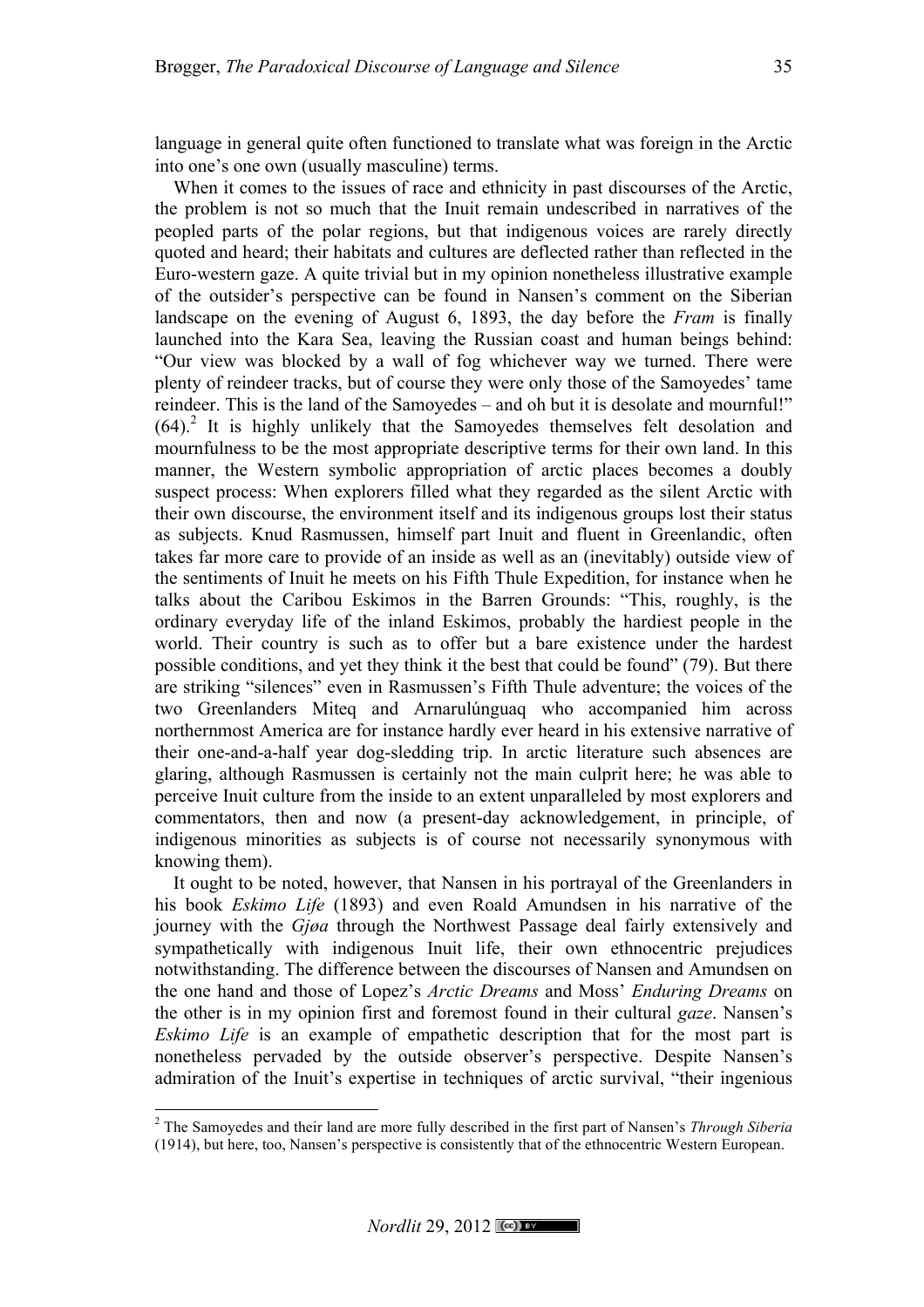language in general quite often functioned to translate what was foreign in the Arctic into one's one own (usually masculine) terms.

When it comes to the issues of race and ethnicity in past discourses of the Arctic, the problem is not so much that the Inuit remain undescribed in narratives of the peopled parts of the polar regions, but that indigenous voices are rarely directly quoted and heard; their habitats and cultures are deflected rather than reflected in the Euro-western gaze. A quite trivial but in my opinion nonetheless illustrative example of the outsider's perspective can be found in Nansen's comment on the Siberian landscape on the evening of August 6, 1893, the day before the *Fram* is finally launched into the Kara Sea, leaving the Russian coast and human beings behind: "Our view was blocked by a wall of fog whichever way we turned. There were plenty of reindeer tracks, but of course they were only those of the Samoyedes' tame reindeer. This is the land of the Samoyedes – and oh but it is desolate and mournful!" (64).[2] It is highly unlikely that the Samoyedes themselves felt desolation and mournfulness to be the most appropriate descriptive terms for their own land. In this manner, the Western symbolic appropriation of arctic places becomes a doubly suspect process: When explorers filled what they regarded as the silent Arctic with their own discourse, the environment itself and its indigenous groups lost their status as subjects. Knud Rasmussen, himself part Inuit and fluent in Greenlandic, often takes far more care to provide of an inside as well as an (inevitably) outside view of the sentiments of Inuit he meets on his Fifth Thule Expedition, for instance when he talks about the Caribou Eskimos in the Barren Grounds: "This, roughly, is the ordinary everyday life of the inland Eskimos, probably the hardiest people in the world. Their country is such as to offer but a bare existence under the hardest possible conditions, and yet they think it the best that could be found" (79). But there are striking "silences" even in Rasmussen's Fifth Thule adventure; the voices of the two Greenlanders Miteq and Arnarulúnguaq who accompanied him across northernmost America are for instance hardly ever heard in his extensive narrative of their one-and-a-half year dog-sledding trip. In arctic literature such absences are glaring, although Rasmussen is certainly not the main culprit here; he was able to perceive Inuit culture from the inside to an extent unparalleled by most explorers and commentators, then and now (a present-day acknowledgement, in principle, of indigenous minorities as subjects is of course not necessarily synonymous with knowing them).

It ought to be noted, however, that Nansen in his portrayal of the Greenlanders in his book *Eskimo Life* (1893) and even Roald Amundsen in his narrative of the journey with the *Gjøa* through the Northwest Passage deal fairly extensively and sympathetically with indigenous Inuit life, their own ethnocentric prejudices notwithstanding. The difference between the discourses of Nansen and Amundsen on the one hand and those of Lopez's *Arctic Dreams* and Moss' *Enduring Dreams* on the other is in my opinion first and foremost found in their cultural *gaze*. Nansen's *Eskimo Life* is an example of empathetic description that for the most part is nonetheless pervaded by the outside observer's perspective. Despite Nansen's admiration of the Inuit's expertise in techniques of arctic survival, "their ingenious

[2] The Samoyedes and their land are more fully described in the first part of Nansen's *Through Siberia* (1914), but here, too, Nansen's perspective is consistently that of the ethnocentric Western European.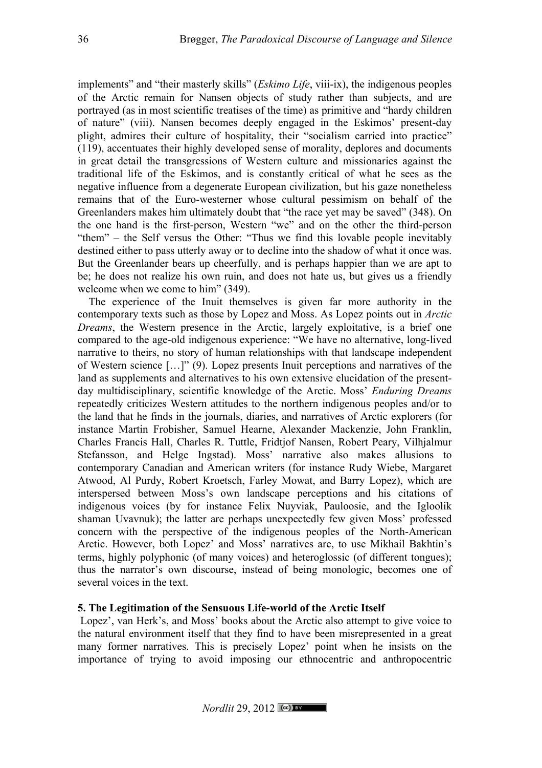implements" and "their masterly skills" (*Eskimo Life*, viii-ix), the indigenous peoples of the Arctic remain for Nansen objects of study rather than subjects, and are portrayed (as in most scientific treatises of the time) as primitive and "hardy children of nature" (viii). Nansen becomes deeply engaged in the Eskimos' present-day plight, admires their culture of hospitality, their "socialism carried into practice" (119), accentuates their highly developed sense of morality, deplores and documents in great detail the transgressions of Western culture and missionaries against the traditional life of the Eskimos, and is constantly critical of what he sees as the negative influence from a degenerate European civilization, but his gaze nonetheless remains that of the Euro-westerner whose cultural pessimism on behalf of the Greenlanders makes him ultimately doubt that "the race yet may be saved" (348). On the one hand is the first-person, Western "we" and on the other the third-person "them" – the Self versus the Other: "Thus we find this lovable people inevitably destined either to pass utterly away or to decline into the shadow of what it once was. But the Greenlander bears up cheerfully, and is perhaps happier than we are apt to be; he does not realize his own ruin, and does not hate us, but gives us a friendly welcome when we come to him" (349).

The experience of the Inuit themselves is given far more authority in the contemporary texts such as those by Lopez and Moss. As Lopez points out in *Arctic Dreams*, the Western presence in the Arctic, largely exploitative, is a brief one compared to the age-old indigenous experience: "We have no alternative, long-lived narrative to theirs, no story of human relationships with that landscape independent of Western science […]" (9). Lopez presents Inuit perceptions and narratives of the land as supplements and alternatives to his own extensive elucidation of the present-day multidisciplinary, scientific knowledge of the Arctic. Moss' *Enduring Dreams* repeatedly criticizes Western attitudes to the northern indigenous peoples and/or to the land that he finds in the journals, diaries, and narratives of Arctic explorers (for instance Martin Frobisher, Samuel Hearne, Alexander Mackenzie, John Franklin, Charles Francis Hall, Charles R. Tuttle, Fridtjof Nansen, Robert Peary, Vilhjalmur Stefansson, and Helge Ingstad). Moss' narrative also makes allusions to contemporary Canadian and American writers (for instance Rudy Wiebe, Margaret Atwood, Al Purdy, Robert Kroetsch, Farley Mowat, and Barry Lopez), which are interspersed between Moss's own landscape perceptions and his citations of indigenous voices (by for instance Felix Nuyviak, Pauloosie, and the Igloolik shaman Uvavnuk); the latter are perhaps unexpectedly few given Moss' professed concern with the perspective of the indigenous peoples of the North-American Arctic. However, both Lopez' and Moss' narratives are, to use Mikhail Bakhtin's terms, highly polyphonic (of many voices) and heteroglossic (of different tongues); thus the narrator's own discourse, instead of being monologic, becomes one of several voices in the text.

### 5. The Legitimation of the Sensuous Life-world of the Arctic Itself

Lopez', van Herk's, and Moss' books about the Arctic also attempt to give voice to the natural environment itself that they find to have been misrepresented in a great many former narratives. This is precisely Lopez' point when he insists on the importance of trying to avoid imposing our ethnocentric and anthropocentric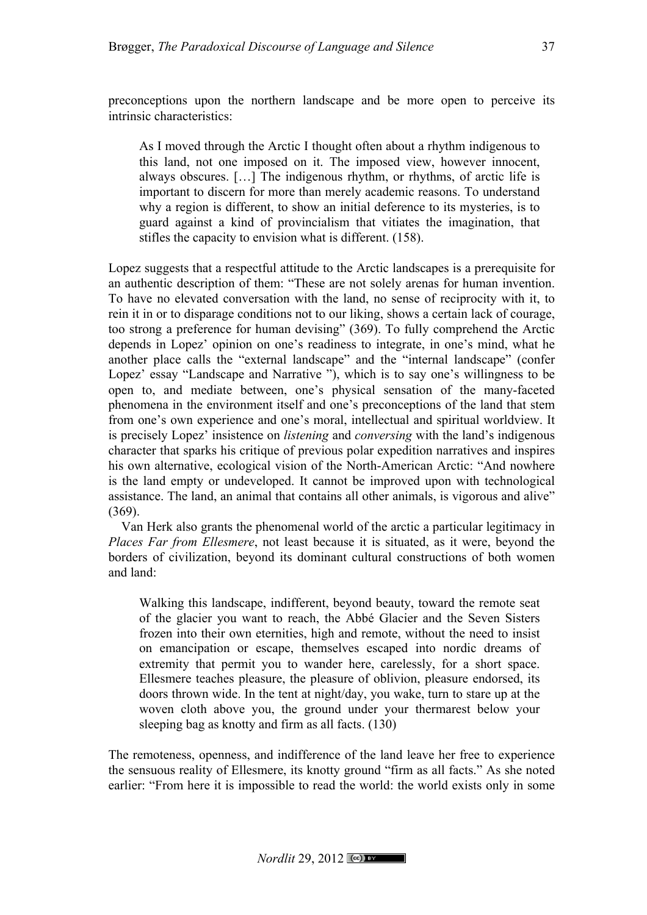preconceptions upon the northern landscape and be more open to perceive its intrinsic characteristics:

> As I moved through the Arctic I thought often about a rhythm indigenous to this land, not one imposed on it. The imposed view, however innocent, always obscures. […] The indigenous rhythm, or rhythms, of arctic life is important to discern for more than merely academic reasons. To understand why a region is different, to show an initial deference to its mysteries, is to guard against a kind of provincialism that vitiates the imagination, that stifles the capacity to envision what is different. (158).

Lopez suggests that a respectful attitude to the Arctic landscapes is a prerequisite for an authentic description of them: "These are not solely arenas for human invention. To have no elevated conversation with the land, no sense of reciprocity with it, to rein it in or to disparage conditions not to our liking, shows a certain lack of courage, too strong a preference for human devising" (369). To fully comprehend the Arctic depends in Lopez' opinion on one's readiness to integrate, in one's mind, what he another place calls the "external landscape" and the "internal landscape" (confer Lopez' essay "Landscape and Narrative "), which is to say one's willingness to be open to, and mediate between, one's physical sensation of the many-faceted phenomena in the environment itself and one's preconceptions of the land that stem from one's own experience and one's moral, intellectual and spiritual worldview. It is precisely Lopez' insistence on *listening* and *conversing* with the land's indigenous character that sparks his critique of previous polar expedition narratives and inspires his own alternative, ecological vision of the North-American Arctic: "And nowhere is the land empty or undeveloped. It cannot be improved upon with technological assistance. The land, an animal that contains all other animals, is vigorous and alive" (369).

Van Herk also grants the phenomenal world of the arctic a particular legitimacy in *Places Far from Ellesmere*, not least because it is situated, as it were, beyond the borders of civilization, beyond its dominant cultural constructions of both women and land:

> Walking this landscape, indifferent, beyond beauty, toward the remote seat of the glacier you want to reach, the Abbé Glacier and the Seven Sisters frozen into their own eternities, high and remote, without the need to insist on emancipation or escape, themselves escaped into nordic dreams of extremity that permit you to wander here, carelessly, for a short space. Ellesmere teaches pleasure, the pleasure of oblivion, pleasure endorsed, its doors thrown wide. In the tent at night/day, you wake, turn to stare up at the woven cloth above you, the ground under your thermarest below your sleeping bag as knotty and firm as all facts. (130)

The remoteness, openness, and indifference of the land leave her free to experience the sensuous reality of Ellesmere, its knotty ground "firm as all facts." As she noted earlier: "From here it is impossible to read the world: the world exists only in some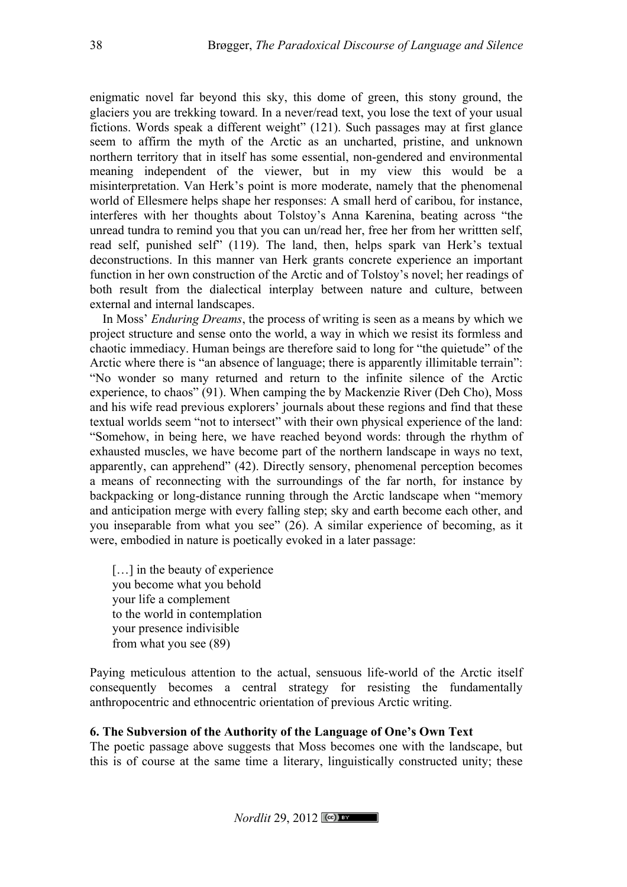enigmatic novel far beyond this sky, this dome of green, this stony ground, the glaciers you are trekking toward. In a never/read text, you lose the text of your usual fictions. Words speak a different weight" (121). Such passages may at first glance seem to affirm the myth of the Arctic as an uncharted, pristine, and unknown northern territory that in itself has some essential, non-gendered and environmental meaning independent of the viewer, but in my view this would be a misinterpretation. Van Herk's point is more moderate, namely that the phenomenal world of Ellesmere helps shape her responses: A small herd of caribou, for instance, interferes with her thoughts about Tolstoy's Anna Karenina, beating across "the unread tundra to remind you that you can un/read her, free her from her writtten self, read self, punished self" (119). The land, then, helps spark van Herk's textual deconstructions. In this manner van Herk grants concrete experience an important function in her own construction of the Arctic and of Tolstoy's novel; her readings of both result from the dialectical interplay between nature and culture, between external and internal landscapes.

In Moss' *Enduring Dreams*, the process of writing is seen as a means by which we project structure and sense onto the world, a way in which we resist its formless and chaotic immediacy. Human beings are therefore said to long for "the quietude" of the Arctic where there is "an absence of language; there is apparently illimitable terrain": "No wonder so many returned and return to the infinite silence of the Arctic experience, to chaos" (91). When camping the by Mackenzie River (Deh Cho), Moss and his wife read previous explorers' journals about these regions and find that these textual worlds seem "not to intersect" with their own physical experience of the land: "Somehow, in being here, we have reached beyond words: through the rhythm of exhausted muscles, we have become part of the northern landscape in ways no text, apparently, can apprehend" (42). Directly sensory, phenomenal perception becomes a means of reconnecting with the surroundings of the far north, for instance by backpacking or long-distance running through the Arctic landscape when "memory and anticipation merge with every falling step; sky and earth become each other, and you inseparable from what you see" (26). A similar experience of becoming, as it were, embodied in nature is poetically evoked in a later passage:

> […] in the beauty of experience
> you become what you behold
> your life a complement
> to the world in contemplation
> your presence indivisible
> from what you see (89)

Paying meticulous attention to the actual, sensuous life-world of the Arctic itself consequently becomes a central strategy for resisting the fundamentally anthropocentric and ethnocentric orientation of previous Arctic writing.

### 6. The Subversion of the Authority of the Language of One's Own Text

The poetic passage above suggests that Moss becomes one with the landscape, but this is of course at the same time a literary, linguistically constructed unity; these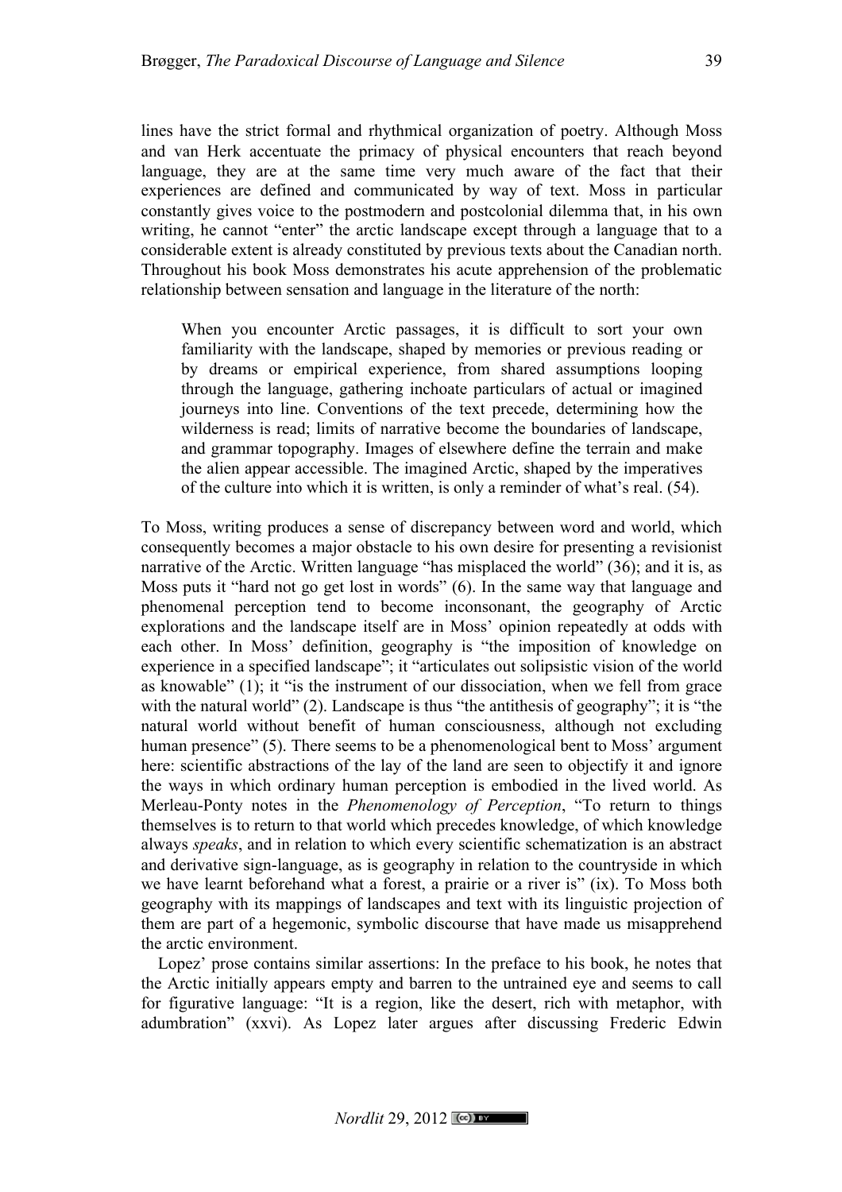lines have the strict formal and rhythmical organization of poetry. Although Moss and van Herk accentuate the primacy of physical encounters that reach beyond language, they are at the same time very much aware of the fact that their experiences are defined and communicated by way of text. Moss in particular constantly gives voice to the postmodern and postcolonial dilemma that, in his own writing, he cannot "enter" the arctic landscape except through a language that to a considerable extent is already constituted by previous texts about the Canadian north. Throughout his book Moss demonstrates his acute apprehension of the problematic relationship between sensation and language in the literature of the north:

> When you encounter Arctic passages, it is difficult to sort your own familiarity with the landscape, shaped by memories or previous reading or by dreams or empirical experience, from shared assumptions looping through the language, gathering inchoate particulars of actual or imagined journeys into line. Conventions of the text precede, determining how the wilderness is read; limits of narrative become the boundaries of landscape, and grammar topography. Images of elsewhere define the terrain and make the alien appear accessible. The imagined Arctic, shaped by the imperatives of the culture into which it is written, is only a reminder of what's real. (54).

To Moss, writing produces a sense of discrepancy between word and world, which consequently becomes a major obstacle to his own desire for presenting a revisionist narrative of the Arctic. Written language "has misplaced the world" (36); and it is, as Moss puts it "hard not go get lost in words" (6). In the same way that language and phenomenal perception tend to become inconsonant, the geography of Arctic explorations and the landscape itself are in Moss' opinion repeatedly at odds with each other. In Moss' definition, geography is "the imposition of knowledge on experience in a specified landscape"; it "articulates out solipsistic vision of the world as knowable" (1); it "is the instrument of our dissociation, when we fell from grace with the natural world" (2). Landscape is thus "the antithesis of geography"; it is "the natural world without benefit of human consciousness, although not excluding human presence" (5). There seems to be a phenomenological bent to Moss' argument here: scientific abstractions of the lay of the land are seen to objectify it and ignore the ways in which ordinary human perception is embodied in the lived world. As Merleau-Ponty notes in the *Phenomenology of Perception*, "To return to things themselves is to return to that world which precedes knowledge, of which knowledge always *speaks*, and in relation to which every scientific schematization is an abstract and derivative sign-language, as is geography in relation to the countryside in which we have learnt beforehand what a forest, a prairie or a river is" (ix). To Moss both geography with its mappings of landscapes and text with its linguistic projection of them are part of a hegemonic, symbolic discourse that have made us misapprehend the arctic environment.

Lopez' prose contains similar assertions: In the preface to his book, he notes that the Arctic initially appears empty and barren to the untrained eye and seems to call for figurative language: "It is a region, like the desert, rich with metaphor, with adumbration" (xxvi). As Lopez later argues after discussing Frederic Edwin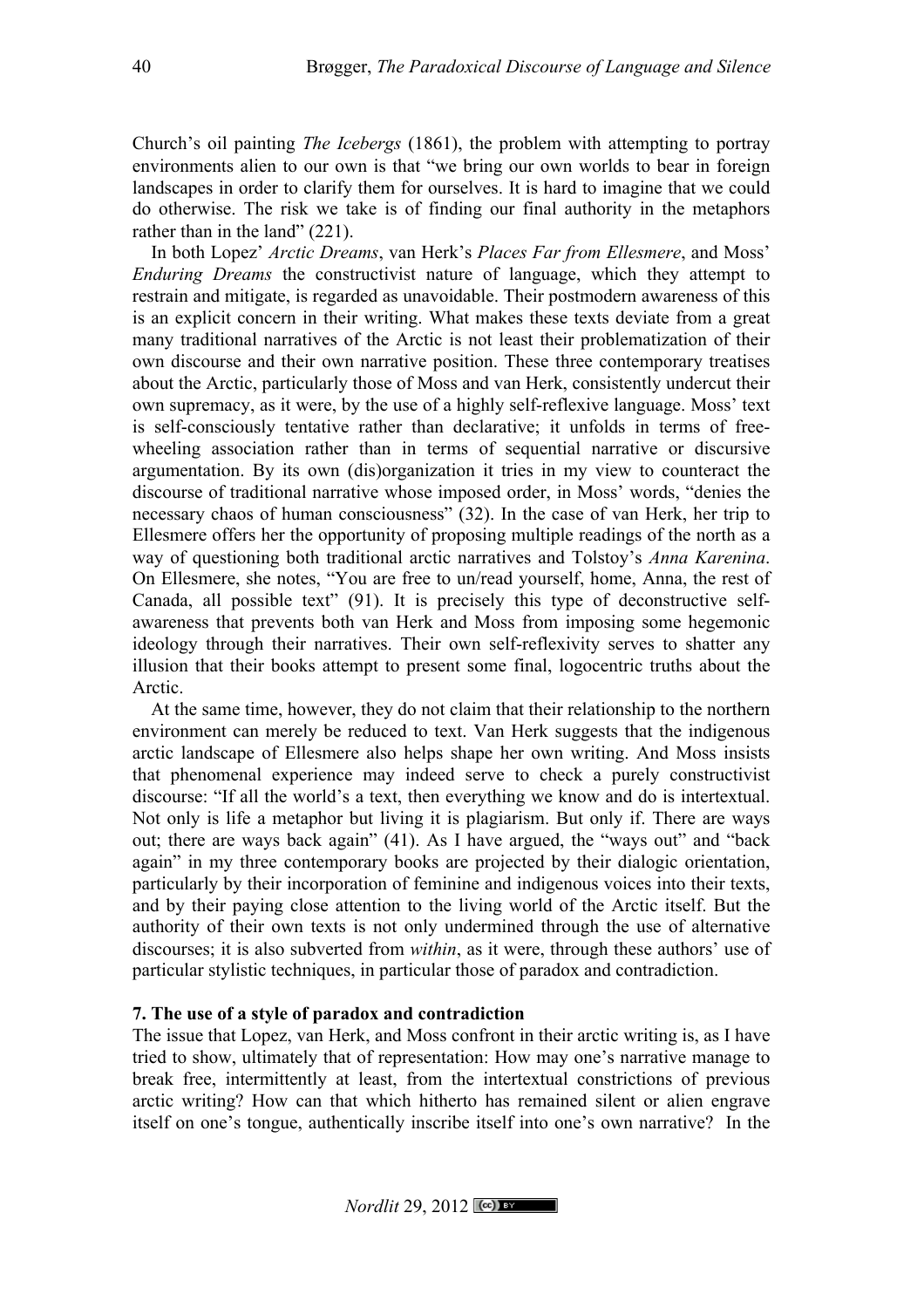Church's oil painting *The Icebergs* (1861), the problem with attempting to portray environments alien to our own is that "we bring our own worlds to bear in foreign landscapes in order to clarify them for ourselves. It is hard to imagine that we could do otherwise. The risk we take is of finding our final authority in the metaphors rather than in the land" (221).

In both Lopez' *Arctic Dreams*, van Herk's *Places Far from Ellesmere*, and Moss' *Enduring Dreams* the constructivist nature of language, which they attempt to restrain and mitigate, is regarded as unavoidable. Their postmodern awareness of this is an explicit concern in their writing. What makes these texts deviate from a great many traditional narratives of the Arctic is not least their problematization of their own discourse and their own narrative position. These three contemporary treatises about the Arctic, particularly those of Moss and van Herk, consistently undercut their own supremacy, as it were, by the use of a highly self-reflexive language. Moss' text is self-consciously tentative rather than declarative; it unfolds in terms of free-wheeling association rather than in terms of sequential narrative or discursive argumentation. By its own (dis)organization it tries in my view to counteract the discourse of traditional narrative whose imposed order, in Moss' words, "denies the necessary chaos of human consciousness" (32). In the case of van Herk, her trip to Ellesmere offers her the opportunity of proposing multiple readings of the north as a way of questioning both traditional arctic narratives and Tolstoy's *Anna Karenina*. On Ellesmere, she notes, "You are free to un/read yourself, home, Anna, the rest of Canada, all possible text" (91). It is precisely this type of deconstructive self-awareness that prevents both van Herk and Moss from imposing some hegemonic ideology through their narratives. Their own self-reflexivity serves to shatter any illusion that their books attempt to present some final, logocentric truths about the Arctic.

At the same time, however, they do not claim that their relationship to the northern environment can merely be reduced to text. Van Herk suggests that the indigenous arctic landscape of Ellesmere also helps shape her own writing. And Moss insists that phenomenal experience may indeed serve to check a purely constructivist discourse: "If all the world's a text, then everything we know and do is intertextual. Not only is life a metaphor but living it is plagiarism. But only if. There are ways out; there are ways back again" (41). As I have argued, the "ways out" and "back again" in my three contemporary books are projected by their dialogic orientation, particularly by their incorporation of feminine and indigenous voices into their texts, and by their paying close attention to the living world of the Arctic itself. But the authority of their own texts is not only undermined through the use of alternative discourses; it is also subverted from *within*, as it were, through these authors' use of particular stylistic techniques, in particular those of paradox and contradiction.

## 7. The use of a style of paradox and contradiction

The issue that Lopez, van Herk, and Moss confront in their arctic writing is, as I have tried to show, ultimately that of representation: How may one's narrative manage to break free, intermittently at least, from the intertextual constrictions of previous arctic writing? How can that which hitherto has remained silent or alien engrave itself on one's tongue, authentically inscribe itself into one's own narrative? In the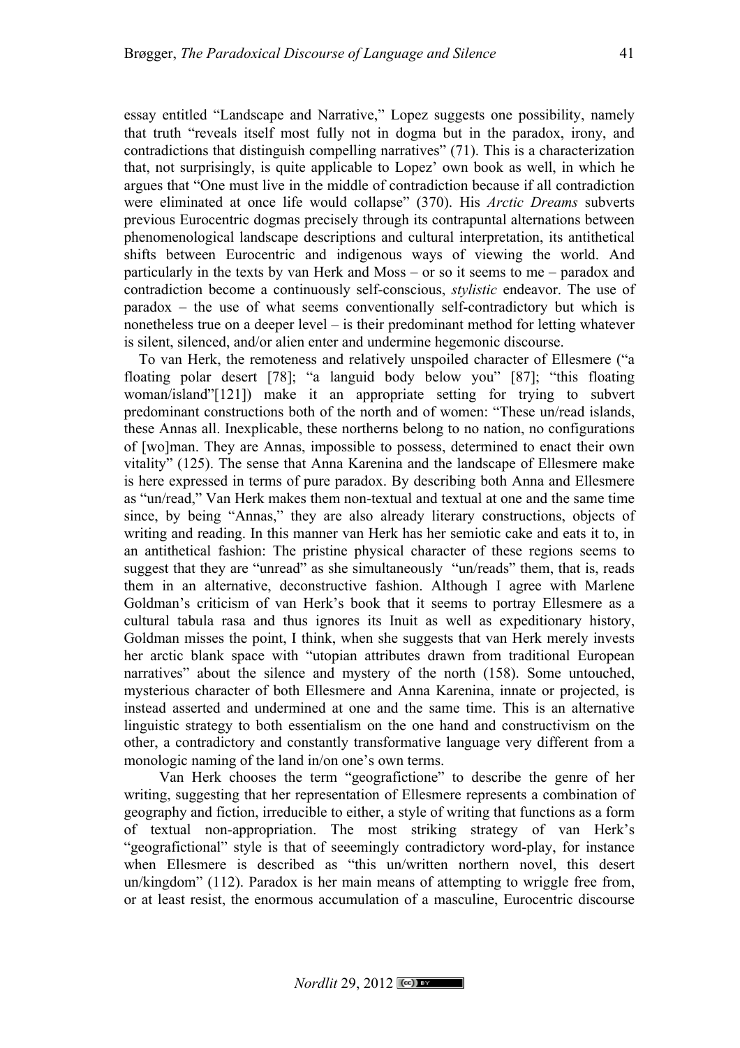essay entitled "Landscape and Narrative," Lopez suggests one possibility, namely that truth "reveals itself most fully not in dogma but in the paradox, irony, and contradictions that distinguish compelling narratives" (71). This is a characterization that, not surprisingly, is quite applicable to Lopez' own book as well, in which he argues that "One must live in the middle of contradiction because if all contradiction were eliminated at once life would collapse" (370). His *Arctic Dreams* subverts previous Eurocentric dogmas precisely through its contrapuntal alternations between phenomenological landscape descriptions and cultural interpretation, its antithetical shifts between Eurocentric and indigenous ways of viewing the world. And particularly in the texts by van Herk and Moss – or so it seems to me – paradox and contradiction become a continuously self-conscious, *stylistic* endeavor. The use of paradox – the use of what seems conventionally self-contradictory but which is nonetheless true on a deeper level – is their predominant method for letting whatever is silent, silenced, and/or alien enter and undermine hegemonic discourse.

To van Herk, the remoteness and relatively unspoiled character of Ellesmere ("a floating polar desert [78]; "a languid body below you" [87]; "this floating woman/island"[121]) make it an appropriate setting for trying to subvert predominant constructions both of the north and of women: "These un/read islands, these Annas all. Inexplicable, these northerns belong to no nation, no configurations of [wo]man. They are Annas, impossible to possess, determined to enact their own vitality" (125). The sense that Anna Karenina and the landscape of Ellesmere make is here expressed in terms of pure paradox. By describing both Anna and Ellesmere as "un/read," Van Herk makes them non-textual and textual at one and the same time since, by being "Annas," they are also already literary constructions, objects of writing and reading. In this manner van Herk has her semiotic cake and eats it to, in an antithetical fashion: The pristine physical character of these regions seems to suggest that they are "unread" as she simultaneously "un/reads" them, that is, reads them in an alternative, deconstructive fashion. Although I agree with Marlene Goldman's criticism of van Herk's book that it seems to portray Ellesmere as a cultural tabula rasa and thus ignores its Inuit as well as expeditionary history, Goldman misses the point, I think, when she suggests that van Herk merely invests her arctic blank space with "utopian attributes drawn from traditional European narratives" about the silence and mystery of the north (158). Some untouched, mysterious character of both Ellesmere and Anna Karenina, innate or projected, is instead asserted and undermined at one and the same time. This is an alternative linguistic strategy to both essentialism on the one hand and constructivism on the other, a contradictory and constantly transformative language very different from a monologic naming of the land in/on one's own terms.

Van Herk chooses the term "geografictione" to describe the genre of her writing, suggesting that her representation of Ellesmere represents a combination of geography and fiction, irreducible to either, a style of writing that functions as a form of textual non-appropriation. The most striking strategy of van Herk's "geografictional" style is that of seeemingly contradictory word-play, for instance when Ellesmere is described as "this un/written northern novel, this desert un/kingdom" (112). Paradox is her main means of attempting to wriggle free from, or at least resist, the enormous accumulation of a masculine, Eurocentric discourse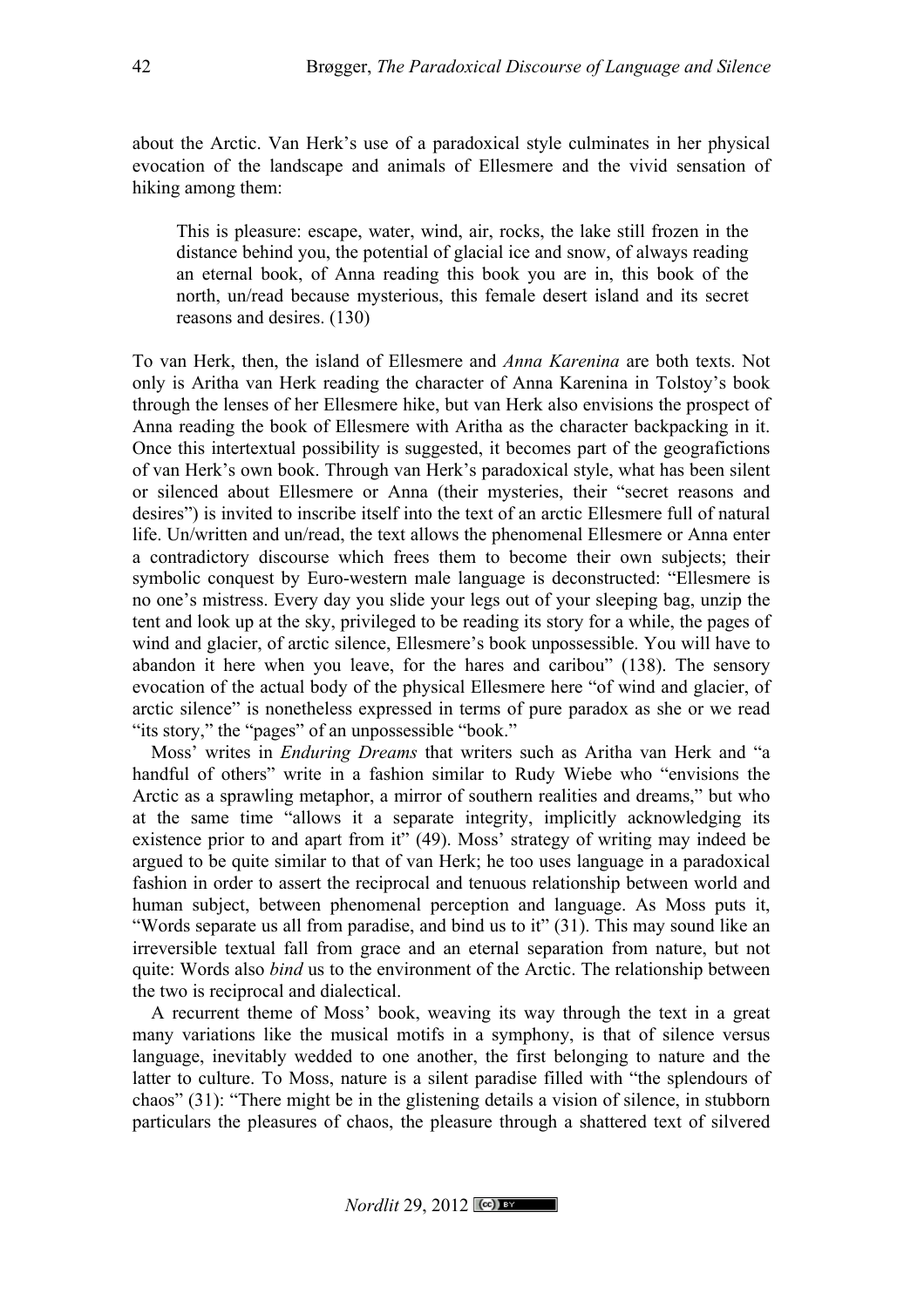about the Arctic. Van Herk's use of a paradoxical style culminates in her physical evocation of the landscape and animals of Ellesmere and the vivid sensation of hiking among them:

> This is pleasure: escape, water, wind, air, rocks, the lake still frozen in the distance behind you, the potential of glacial ice and snow, of always reading an eternal book, of Anna reading this book you are in, this book of the north, un/read because mysterious, this female desert island and its secret reasons and desires. (130)

To van Herk, then, the island of Ellesmere and *Anna Karenina* are both texts. Not only is Aritha van Herk reading the character of Anna Karenina in Tolstoy's book through the lenses of her Ellesmere hike, but van Herk also envisions the prospect of Anna reading the book of Ellesmere with Aritha as the character backpacking in it. Once this intertextual possibility is suggested, it becomes part of the geografictions of van Herk's own book. Through van Herk's paradoxical style, what has been silent or silenced about Ellesmere or Anna (their mysteries, their "secret reasons and desires") is invited to inscribe itself into the text of an arctic Ellesmere full of natural life. Un/written and un/read, the text allows the phenomenal Ellesmere or Anna enter a contradictory discourse which frees them to become their own subjects; their symbolic conquest by Euro-western male language is deconstructed: "Ellesmere is no one's mistress. Every day you slide your legs out of your sleeping bag, unzip the tent and look up at the sky, privileged to be reading its story for a while, the pages of wind and glacier, of arctic silence, Ellesmere's book unpossessible. You will have to abandon it here when you leave, for the hares and caribou" (138). The sensory evocation of the actual body of the physical Ellesmere here "of wind and glacier, of arctic silence" is nonetheless expressed in terms of pure paradox as she or we read "its story," the "pages" of an unpossessible "book."

Moss' writes in *Enduring Dreams* that writers such as Aritha van Herk and "a handful of others" write in a fashion similar to Rudy Wiebe who "envisions the Arctic as a sprawling metaphor, a mirror of southern realities and dreams," but who at the same time "allows it a separate integrity, implicitly acknowledging its existence prior to and apart from it" (49). Moss' strategy of writing may indeed be argued to be quite similar to that of van Herk; he too uses language in a paradoxical fashion in order to assert the reciprocal and tenuous relationship between world and human subject, between phenomenal perception and language. As Moss puts it, "Words separate us all from paradise, and bind us to it" (31). This may sound like an irreversible textual fall from grace and an eternal separation from nature, but not quite: Words also *bind* us to the environment of the Arctic. The relationship between the two is reciprocal and dialectical.

A recurrent theme of Moss' book, weaving its way through the text in a great many variations like the musical motifs in a symphony, is that of silence versus language, inevitably wedded to one another, the first belonging to nature and the latter to culture. To Moss, nature is a silent paradise filled with "the splendours of chaos" (31): "There might be in the glistening details a vision of silence, in stubborn particulars the pleasures of chaos, the pleasure through a shattered text of silvered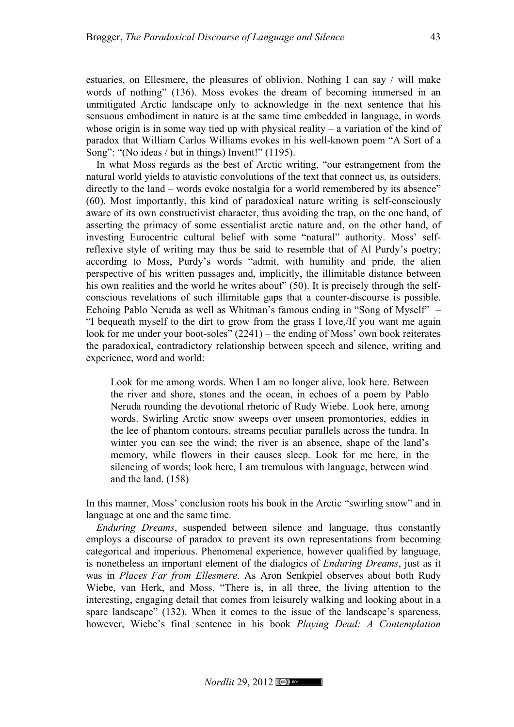estuaries, on Ellesmere, the pleasures of oblivion. Nothing I can say / will make words of nothing" (136). Moss evokes the dream of becoming immersed in an unmitigated Arctic landscape only to acknowledge in the next sentence that his sensuous embodiment in nature is at the same time embedded in language, in words whose origin is in some way tied up with physical reality – a variation of the kind of paradox that William Carlos Williams evokes in his well-known poem "A Sort of a Song": "(No ideas / but in things) Invent!" (1195).

In what Moss regards as the best of Arctic writing, "our estrangement from the natural world yields to atavistic convolutions of the text that connect us, as outsiders, directly to the land – words evoke nostalgia for a world remembered by its absence" (60). Most importantly, this kind of paradoxical nature writing is self-consciously aware of its own constructivist character, thus avoiding the trap, on the one hand, of asserting the primacy of some essentialist arctic nature and, on the other hand, of investing Eurocentric cultural belief with some "natural" authority. Moss' self-reflexive style of writing may thus be said to resemble that of Al Purdy's poetry; according to Moss, Purdy's words "admit, with humility and pride, the alien perspective of his written passages and, implicitly, the illimitable distance between his own realities and the world he writes about" (50). It is precisely through the self-conscious revelations of such illimitable gaps that a counter-discourse is possible. Echoing Pablo Neruda as well as Whitman's famous ending in "Song of Myself" – "I bequeath myself to the dirt to grow from the grass I love,/If you want me again look for me under your boot-soles" (2241) – the ending of Moss' own book reiterates the paradoxical, contradictory relationship between speech and silence, writing and experience, word and world:

> Look for me among words. When I am no longer alive, look here. Between the river and shore, stones and the ocean, in echoes of a poem by Pablo Neruda rounding the devotional rhetoric of Rudy Wiebe. Look here, among words. Swirling Arctic snow sweeps over unseen promontories, eddies in the lee of phantom contours, streams peculiar parallels across the tundra. In winter you can see the wind; the river is an absence, shape of the land's memory, while flowers in their causes sleep. Look for me here, in the silencing of words; look here, I am tremulous with language, between wind and the land. (158)

In this manner, Moss' conclusion roots his book in the Arctic "swirling snow" and in language at one and the same time.

*Enduring Dreams*, suspended between silence and language, thus constantly employs a discourse of paradox to prevent its own representations from becoming categorical and imperious. Phenomenal experience, however qualified by language, is nonetheless an important element of the dialogics of *Enduring Dreams*, just as it was in *Places Far from Ellesmere*. As Aron Senkpiel observes about both Rudy Wiebe, van Herk, and Moss, "There is, in all three, the living attention to the interesting, engaging detail that comes from leisurely walking and looking about in a spare landscape" (132). When it comes to the issue of the landscape's spareness, however, Wiebe's final sentence in his book *Playing Dead: A Contemplation*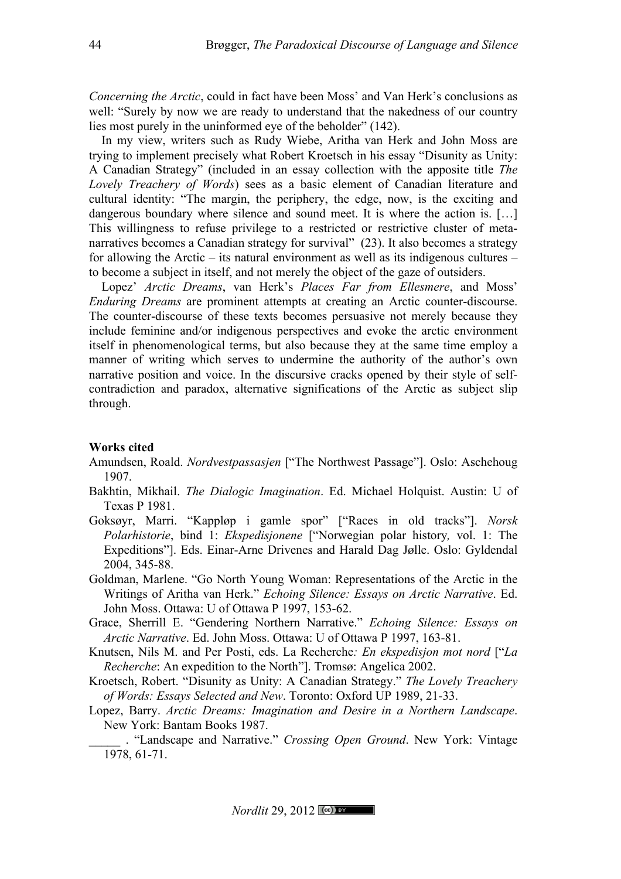*Concerning the Arctic*, could in fact have been Moss' and Van Herk's conclusions as well: "Surely by now we are ready to understand that the nakedness of our country lies most purely in the uninformed eye of the beholder" (142).

In my view, writers such as Rudy Wiebe, Aritha van Herk and John Moss are trying to implement precisely what Robert Kroetsch in his essay "Disunity as Unity: A Canadian Strategy" (included in an essay collection with the apposite title *The Lovely Treachery of Words*) sees as a basic element of Canadian literature and cultural identity: "The margin, the periphery, the edge, now, is the exciting and dangerous boundary where silence and sound meet. It is where the action is. […] This willingness to refuse privilege to a restricted or restrictive cluster of meta-narratives becomes a Canadian strategy for survival" (23). It also becomes a strategy for allowing the Arctic – its natural environment as well as its indigenous cultures – to become a subject in itself, and not merely the object of the gaze of outsiders.

Lopez' *Arctic Dreams*, van Herk's *Places Far from Ellesmere*, and Moss' *Enduring Dreams* are prominent attempts at creating an Arctic counter-discourse. The counter-discourse of these texts becomes persuasive not merely because they include feminine and/or indigenous perspectives and evoke the arctic environment itself in phenomenological terms, but also because they at the same time employ a manner of writing which serves to undermine the authority of the author's own narrative position and voice. In the discursive cracks opened by their style of self-contradiction and paradox, alternative significations of the Arctic as subject slip through.

**Works cited**

Amundsen, Roald. *Nordvestpassasjen* ["The Northwest Passage"]. Oslo: Aschehoug 1907.

Bakhtin, Mikhail. *The Dialogic Imagination*. Ed. Michael Holquist. Austin: U of Texas P 1981.

Goksøyr, Marri. "Kappløp i gamle spor" ["Races in old tracks"]. *Norsk Polarhistorie*, bind 1: *Ekspedisjonene* ["Norwegian polar history, vol. 1: The Expeditions"]. Eds. Einar-Arne Drivenes and Harald Dag Jølle. Oslo: Gyldendal 2004, 345-88.

Goldman, Marlene. "Go North Young Woman: Representations of the Arctic in the Writings of Aritha van Herk." *Echoing Silence: Essays on Arctic Narrative*. Ed. John Moss. Ottawa: U of Ottawa P 1997, 153-62.

Grace, Sherrill E. "Gendering Northern Narrative." *Echoing Silence: Essays on Arctic Narrative*. Ed. John Moss. Ottawa: U of Ottawa P 1997, 163-81.

Knutsen, Nils M. and Per Posti, eds. La Recherche*: En ekspedisjon mot nord* ["*La Recherche*: An expedition to the North"]. Tromsø: Angelica 2002.

Kroetsch, Robert. "Disunity as Unity: A Canadian Strategy." *The Lovely Treachery of Words: Essays Selected and New*. Toronto: Oxford UP 1989, 21-33.

Lopez, Barry. *Arctic Dreams: Imagination and Desire in a Northern Landscape*. New York: Bantam Books 1987.

_____ . "Landscape and Narrative." *Crossing Open Ground*. New York: Vintage 1978, 61-71.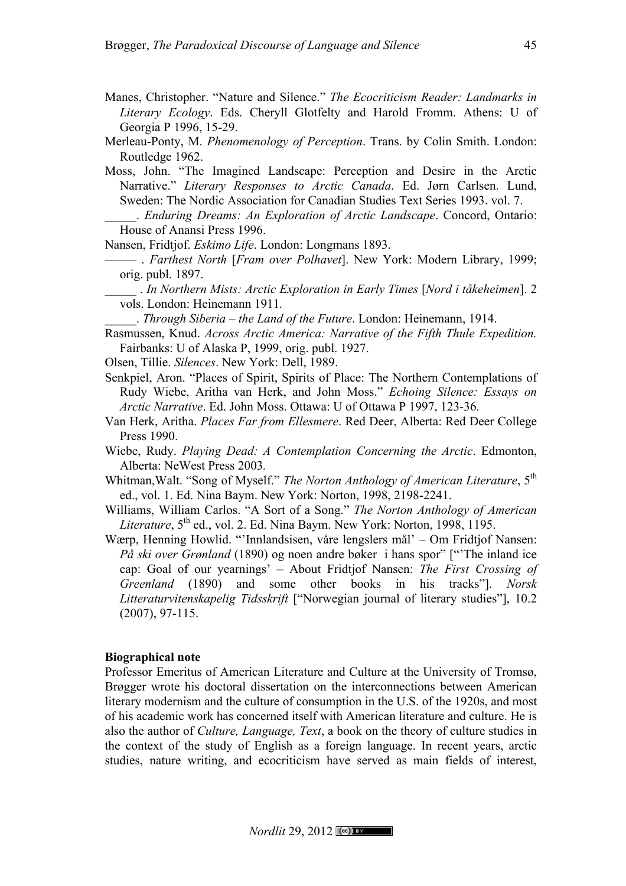Manes, Christopher. "Nature and Silence." *The Ecocriticism Reader: Landmarks in Literary Ecology*. Eds. Cheryll Glotfelty and Harold Fromm. Athens: U of Georgia P 1996, 15-29.

Merleau-Ponty, M. *Phenomenology of Perception*. Trans. by Colin Smith. London: Routledge 1962.

Moss, John. "The Imagined Landscape: Perception and Desire in the Arctic Narrative." *Literary Responses to Arctic Canada*. Ed. Jørn Carlsen. Lund, Sweden: The Nordic Association for Canadian Studies Text Series 1993. vol. 7.

_____. *Enduring Dreams: An Exploration of Arctic Landscape*. Concord, Ontario: House of Anansi Press 1996.

Nansen, Fridtjof. *Eskimo Life*. London: Longmans 1893.

——— . *Farthest North* [*Fram over Polhavet*]. New York: Modern Library, 1999; orig. publ. 1897.

_____ . *In Northern Mists: Arctic Exploration in Early Times* [*Nord i tåkeheimen*]. 2 vols. London: Heinemann 1911.

_____. *Through Siberia – the Land of the Future*. London: Heinemann, 1914.

Rasmussen, Knud. *Across Arctic America: Narrative of the Fifth Thule Expedition.* Fairbanks: U of Alaska P, 1999, orig. publ. 1927.

Olsen, Tillie. *Silences*. New York: Dell, 1989.

Senkpiel, Aron. "Places of Spirit, Spirits of Place: The Northern Contemplations of Rudy Wiebe, Aritha van Herk, and John Moss." *Echoing Silence: Essays on Arctic Narrative*. Ed. John Moss. Ottawa: U of Ottawa P 1997, 123-36.

Van Herk, Aritha. *Places Far from Ellesmere*. Red Deer, Alberta: Red Deer College Press 1990.

Wiebe, Rudy. *Playing Dead: A Contemplation Concerning the Arctic*. Edmonton, Alberta: NeWest Press 2003.

Whitman,Walt. "Song of Myself." *The Norton Anthology of American Literature*, 5th ed., vol. 1. Ed. Nina Baym. New York: Norton, 1998, 2198-2241.

Williams, William Carlos. "A Sort of a Song." *The Norton Anthology of American Literature*, 5th ed., vol. 2. Ed. Nina Baym. New York: Norton, 1998, 1195.

Wærp, Henning Howlid. "'Innlandsisen, våre lengslers mål' – Om Fridtjof Nansen: *På ski over Grønland* (1890) og noen andre bøker i hans spor" ["'The inland ice cap: Goal of our yearnings' – About Fridtjof Nansen: *The First Crossing of Greenland* (1890) and some other books in his tracks"]. *Norsk Litteraturvitenskapelig Tidsskrift* ["Norwegian journal of literary studies"], 10.2 (2007), 97-115.

**Biographical note**

Professor Emeritus of American Literature and Culture at the University of Tromsø, Brøgger wrote his doctoral dissertation on the interconnections between American literary modernism and the culture of consumption in the U.S. of the 1920s, and most of his academic work has concerned itself with American literature and culture. He is also the author of *Culture, Language, Text*, a book on the theory of culture studies in the context of the study of English as a foreign language. In recent years, arctic studies, nature writing, and ecocriticism have served as main fields of interest,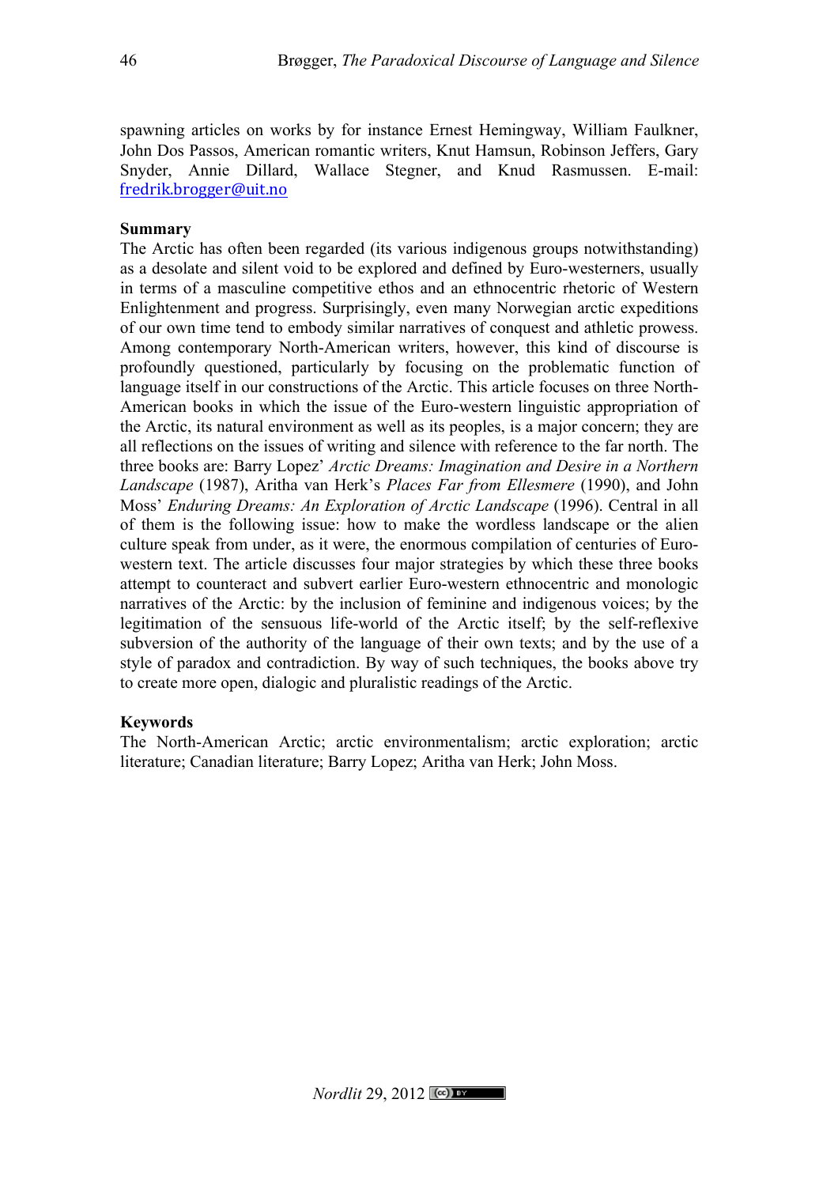spawning articles on works by for instance Ernest Hemingway, William Faulkner, John Dos Passos, American romantic writers, Knut Hamsun, Robinson Jeffers, Gary Snyder, Annie Dillard, Wallace Stegner, and Knud Rasmussen. E-mail: fredrik.brogger@uit.no

**Summary**

The Arctic has often been regarded (its various indigenous groups notwithstanding) as a desolate and silent void to be explored and defined by Euro-westerners, usually in terms of a masculine competitive ethos and an ethnocentric rhetoric of Western Enlightenment and progress. Surprisingly, even many Norwegian arctic expeditions of our own time tend to embody similar narratives of conquest and athletic prowess. Among contemporary North-American writers, however, this kind of discourse is profoundly questioned, particularly by focusing on the problematic function of language itself in our constructions of the Arctic. This article focuses on three North-American books in which the issue of the Euro-western linguistic appropriation of the Arctic, its natural environment as well as its peoples, is a major concern; they are all reflections on the issues of writing and silence with reference to the far north. The three books are: Barry Lopez' *Arctic Dreams: Imagination and Desire in a Northern Landscape* (1987), Aritha van Herk's *Places Far from Ellesmere* (1990), and John Moss' *Enduring Dreams: An Exploration of Arctic Landscape* (1996). Central in all of them is the following issue: how to make the wordless landscape or the alien culture speak from under, as it were, the enormous compilation of centuries of Euro-western text. The article discusses four major strategies by which these three books attempt to counteract and subvert earlier Euro-western ethnocentric and monologic narratives of the Arctic: by the inclusion of feminine and indigenous voices; by the legitimation of the sensuous life-world of the Arctic itself; by the self-reflexive subversion of the authority of the language of their own texts; and by the use of a style of paradox and contradiction. By way of such techniques, the books above try to create more open, dialogic and pluralistic readings of the Arctic.

**Keywords**

The North-American Arctic; arctic environmentalism; arctic exploration; arctic literature; Canadian literature; Barry Lopez; Aritha van Herk; John Moss.